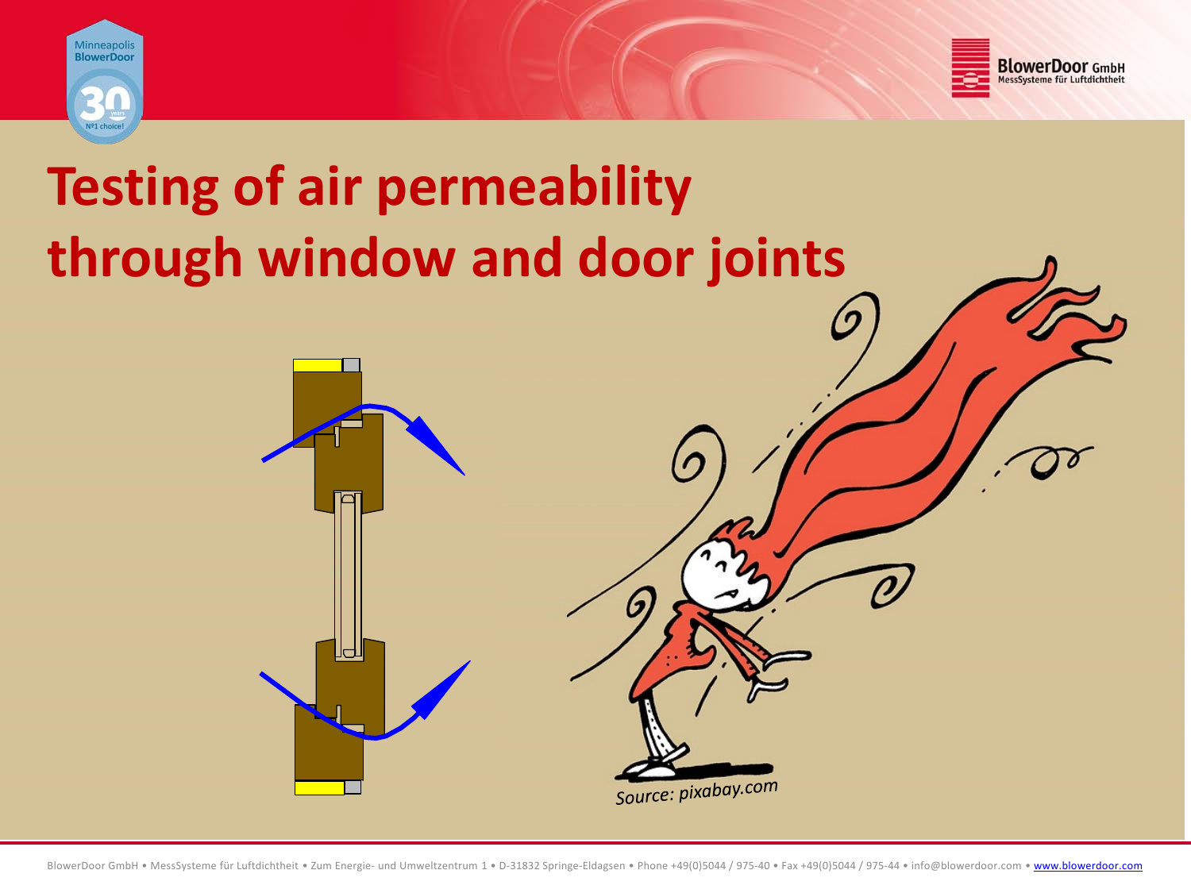# Testing of air permeability through window and door joints

*Source: pixabay.com*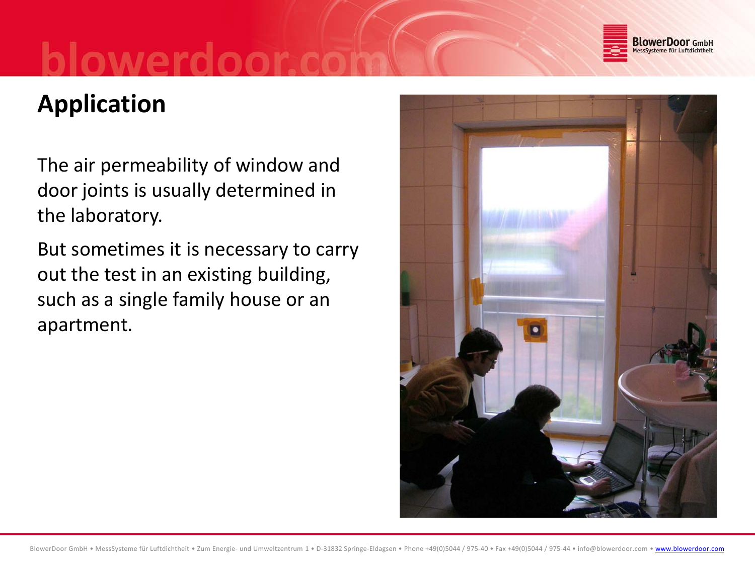## Application

The air permeability of window and door joints is usually determined in the laboratory.

But sometimes it is necessary to carry out the test in an existing building, such as a single family house or an apartment.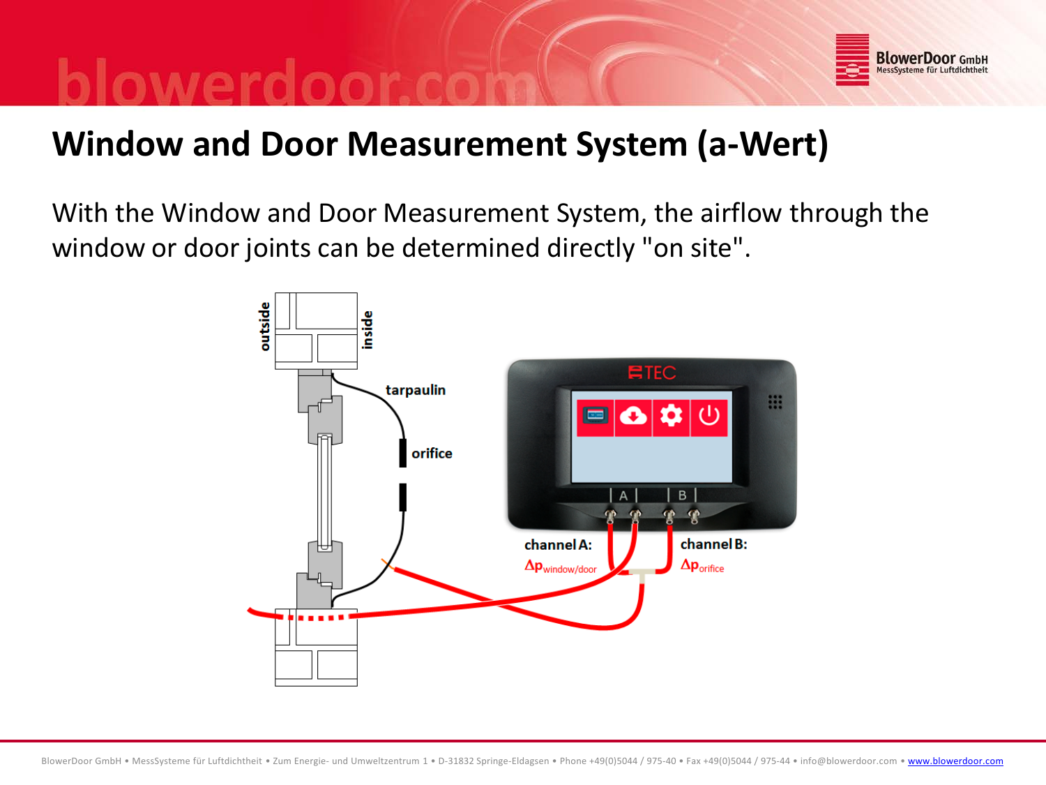# Window and Door Measurement System (a-Wert)

With the Window and Door Measurement System, the airflow through the window or door joints can be determined directly "on site".

outside

inside

tarpaulin

orifice

channel A:

$\Delta p_{window/door}$

channel B:

$\Delta p_{orifice}$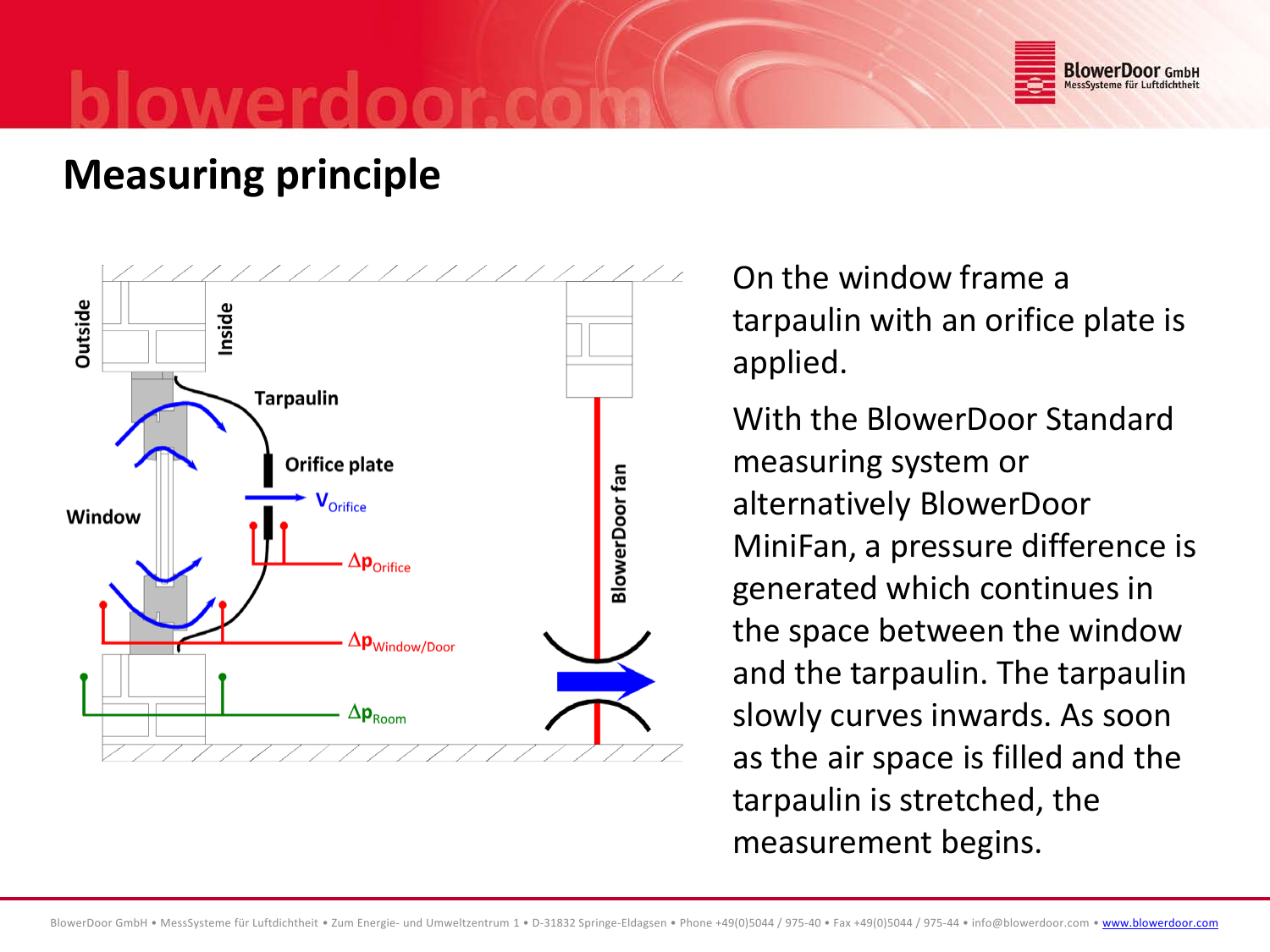# Measuring principle

Outside

Inside

Tarpaulin

Orifice plate

Window

$V_{Orifice}$

$\Delta p_{Orifice}$

$\Delta p_{Window/Door}$

$\Delta p_{Room}$

BlowerDoor fan

On the window frame a tarpaulin with an orifice plate is applied.

With the BlowerDoor Standard measuring system or alternatively BlowerDoor MiniFan, a pressure difference is generated which continues in the space between the window and the tarpaulin. The tarpaulin slowly curves inwards. As soon as the air space is filled and the tarpaulin is stretched, the measurement begins.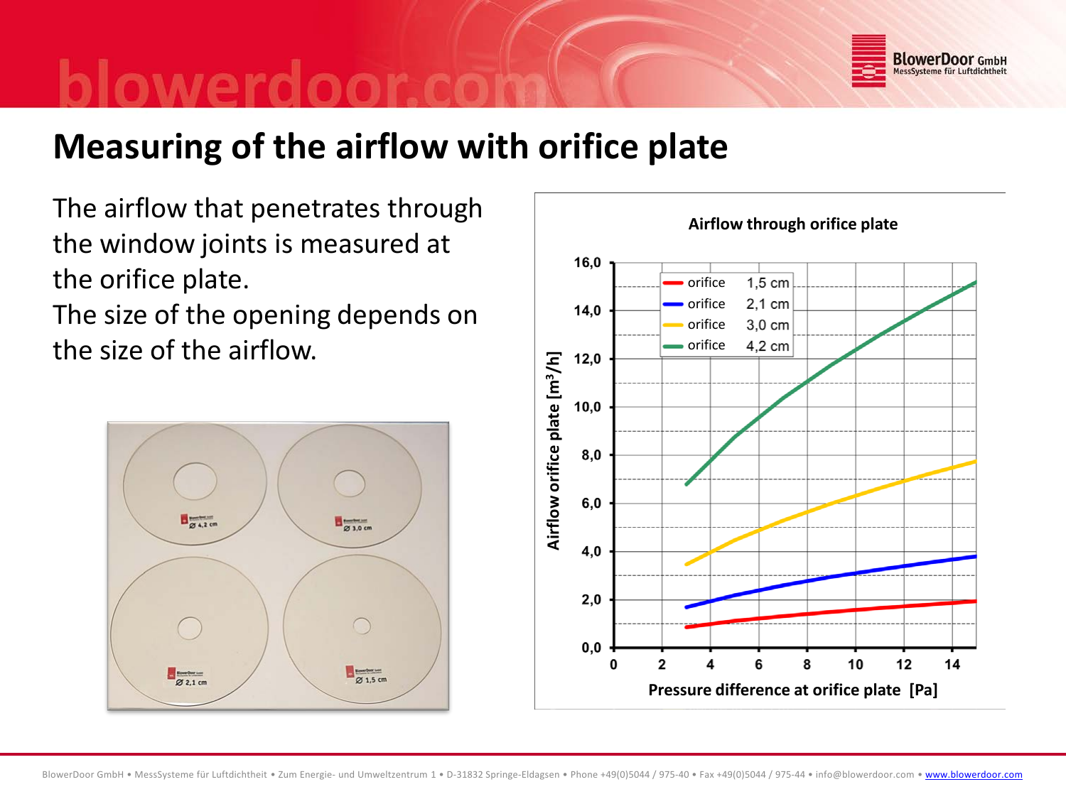# Measuring of the airflow with orifice plate

The airflow that penetrates through the window joints is measured at the orifice plate.
The size of the opening depends on the size of the airflow.

**Airflow through orifice plate**

Legend:
- orifice 1,5 cm
- orifice 2,1 cm
- orifice 3,0 cm
- orifice 4,2 cm

Y-axis: Airflow orifice plate [m³/h] (0,0 – 16,0)

X-axis: Pressure difference at orifice plate [Pa] (0 – 14)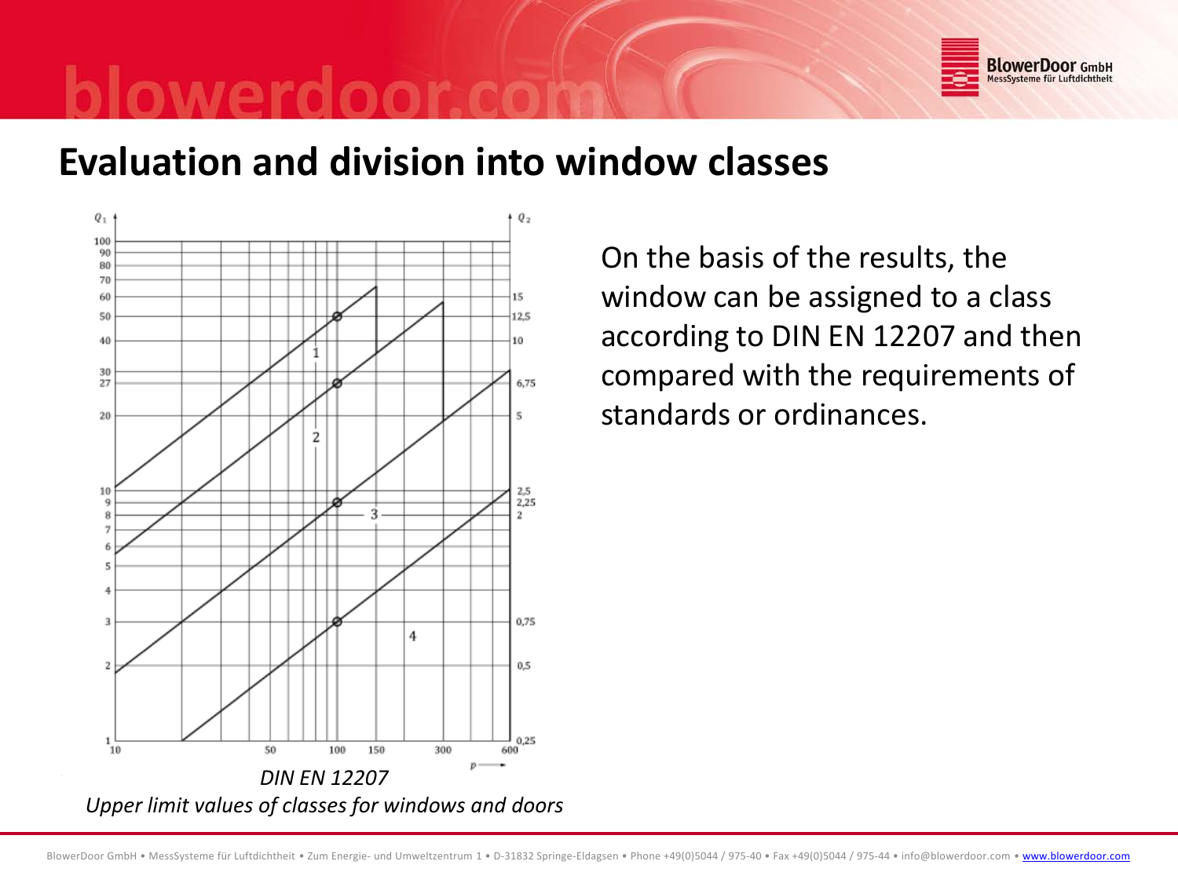## Evaluation and division into window classes

On the basis of the results, the window can be assigned to a class according to DIN EN 12207 and then compared with the requirements of standards or ordinances.

*DIN EN 12207*

*Upper limit values of classes for windows and doors*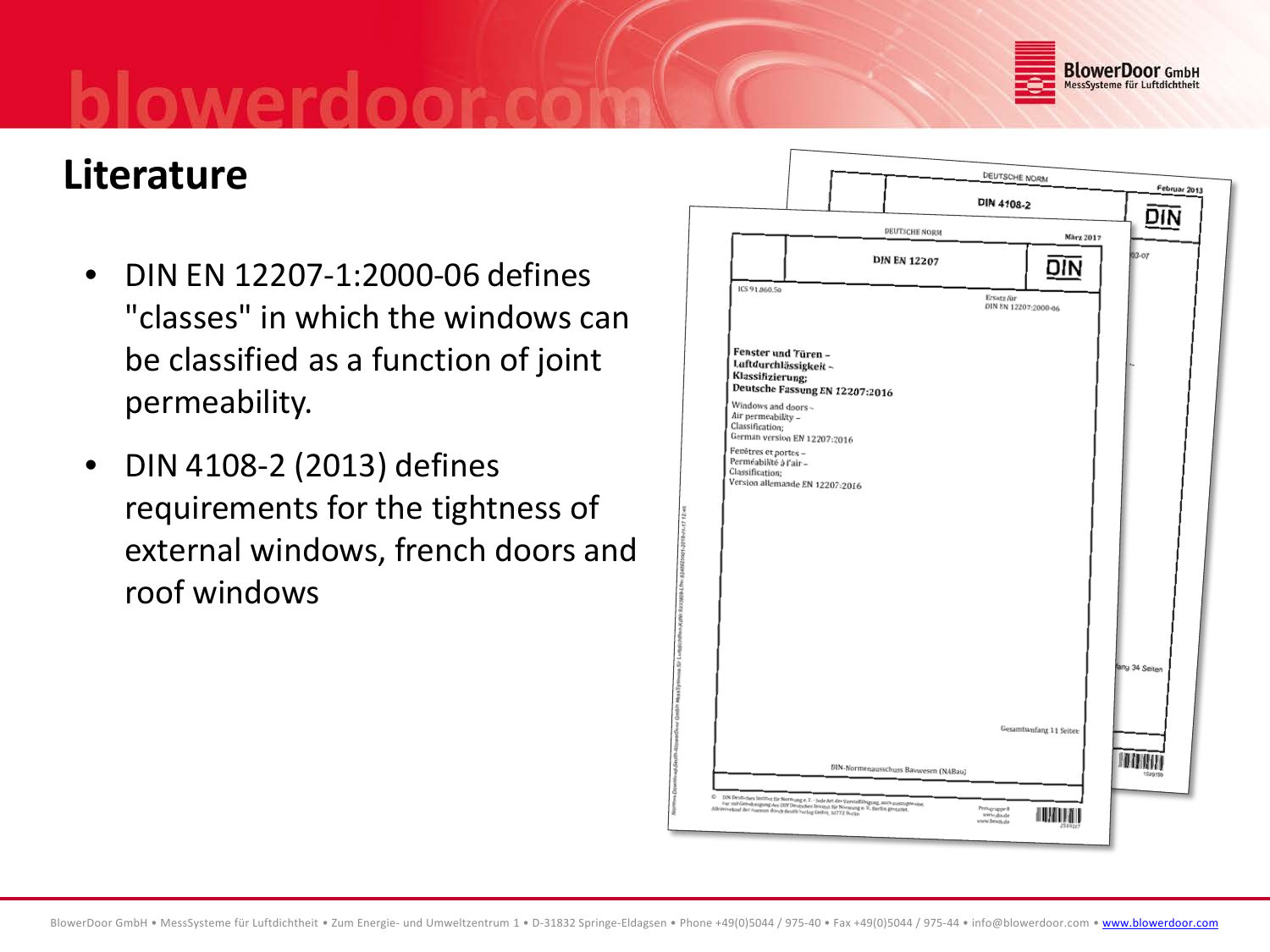# Literature

- DIN EN 12207-1:2000-06 defines "classes" in which the windows can be classified as a function of joint permeability.
- DIN 4108-2 (2013) defines requirements for the tightness of external windows, french doors and roof windows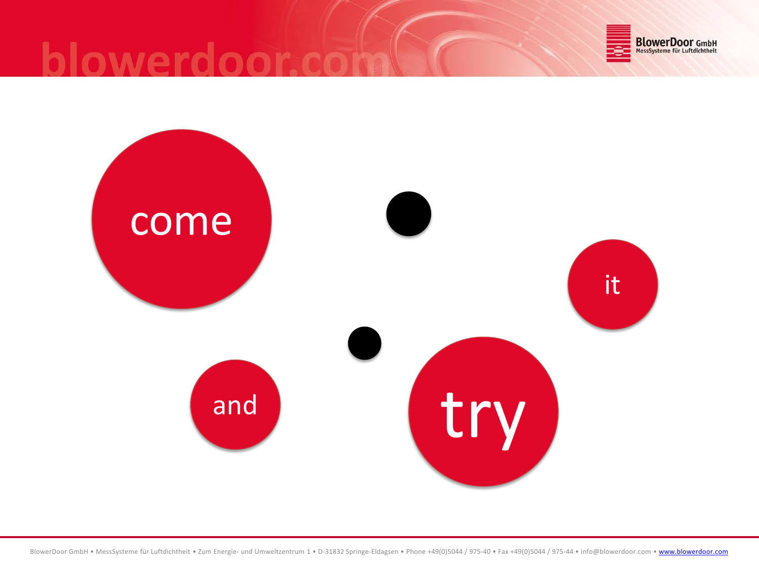come

and

try

it